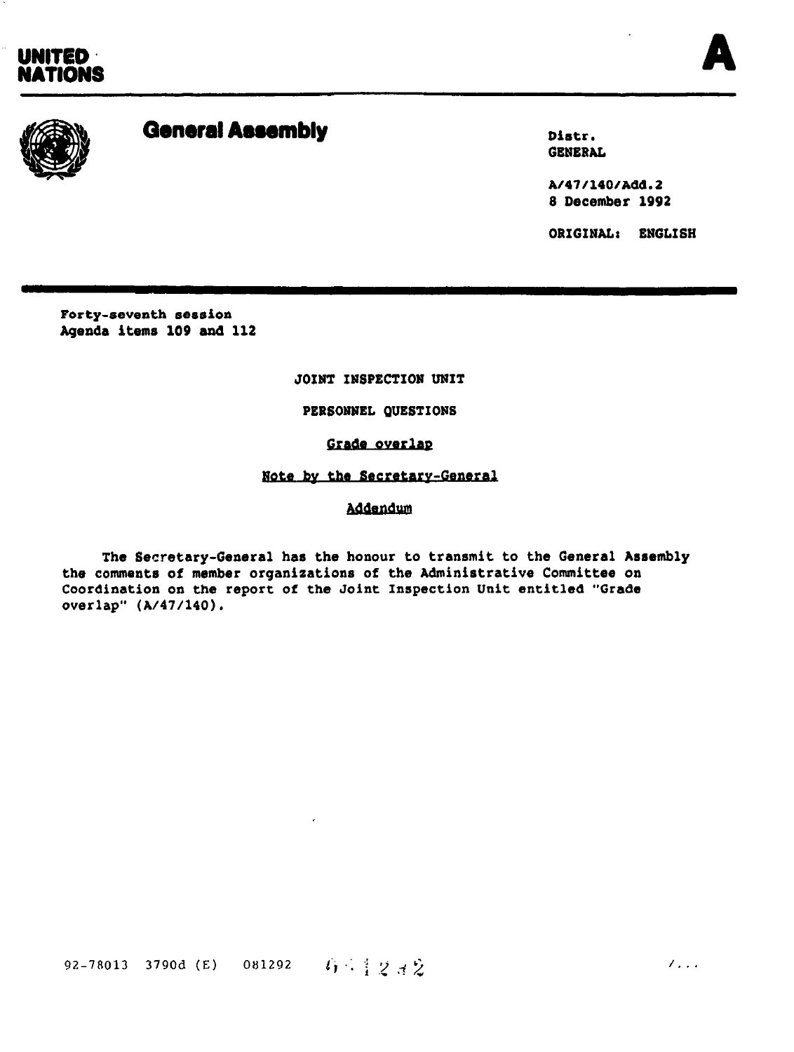UNITED NATIONS

A

# General Assembly

Distr.
GENERAL

A/47/140/Add.2
8 December 1992

ORIGINAL: ENGLISH

Forty-seventh session
Agenda items 109 and 112

JOINT INSPECTION UNIT

PERSONNEL QUESTIONS

Grade overlap

Note by the Secretary-General

Addendum

The Secretary-General has the honour to transmit to the General Assembly the comments of member organizations of the Administrative Committee on Coordination on the report of the Joint Inspection Unit entitled "Grade overlap" (A/47/140).

92-78013 3790d (E) 081292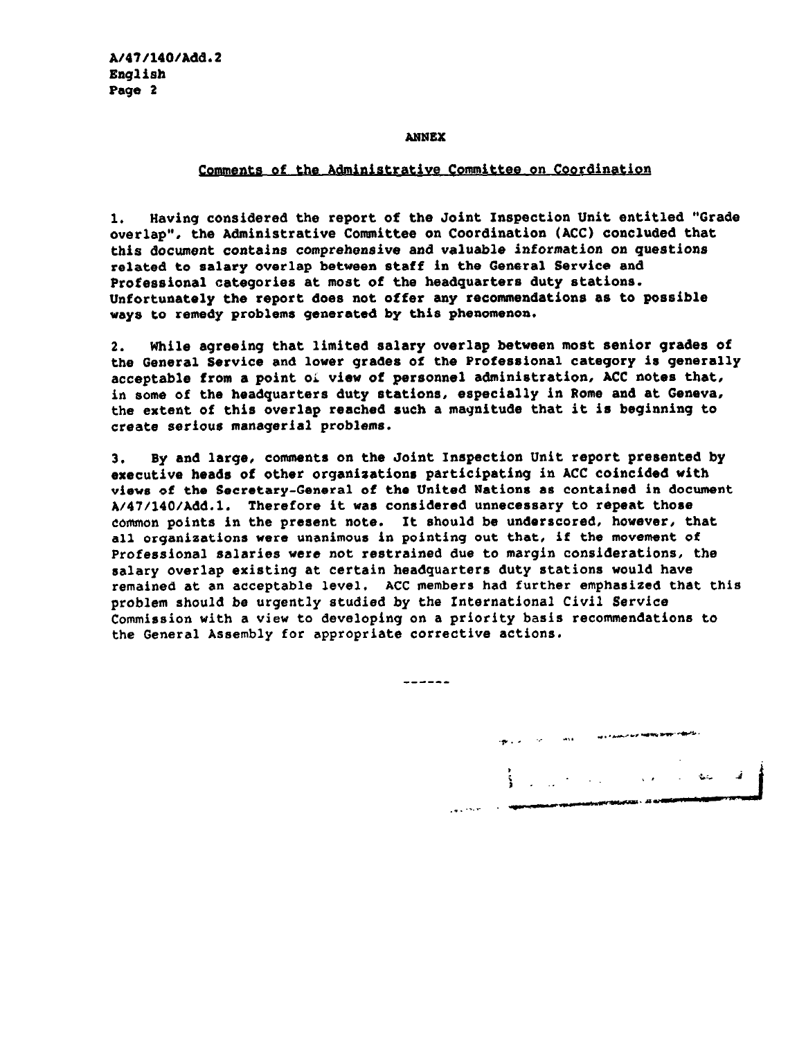## ANNEX

### Comments of the Administrative Committee on Coordination

1. Having considered the report of the Joint Inspection Unit entitled "Grade overlap", the Administrative Committee on Coordination (ACC) concluded that this document contains comprehensive and valuable information on questions related to salary overlap between staff in the General Service and Professional categories at most of the headquarters duty stations. Unfortunately the report does not offer any recommendations as to possible ways to remedy problems generated by this phenomenon.

2. While agreeing that limited salary overlap between most senior grades of the General Service and lower grades of the Professional category is generally acceptable from a point of view of personnel administration, ACC notes that, in some of the headquarters duty stations, especially in Rome and at Geneva, the extent of this overlap reached such a magnitude that it is beginning to create serious managerial problems.

3. By and large, comments on the Joint Inspection Unit report presented by executive heads of other organizations participating in ACC coincided with views of the Secretary-General of the United Nations as contained in document A/47/140/Add.1. Therefore it was considered unnecessary to repeat those common points in the present note. It should be underscored, however, that all organizations were unanimous in pointing out that, if the movement of Professional salaries were not restrained due to margin considerations, the salary overlap existing at certain headquarters duty stations would have remained at an acceptable level. ACC members had further emphasized that this problem should be urgently studied by the International Civil Service Commission with a view to developing on a priority basis recommendations to the General Assembly for appropriate corrective actions.

------